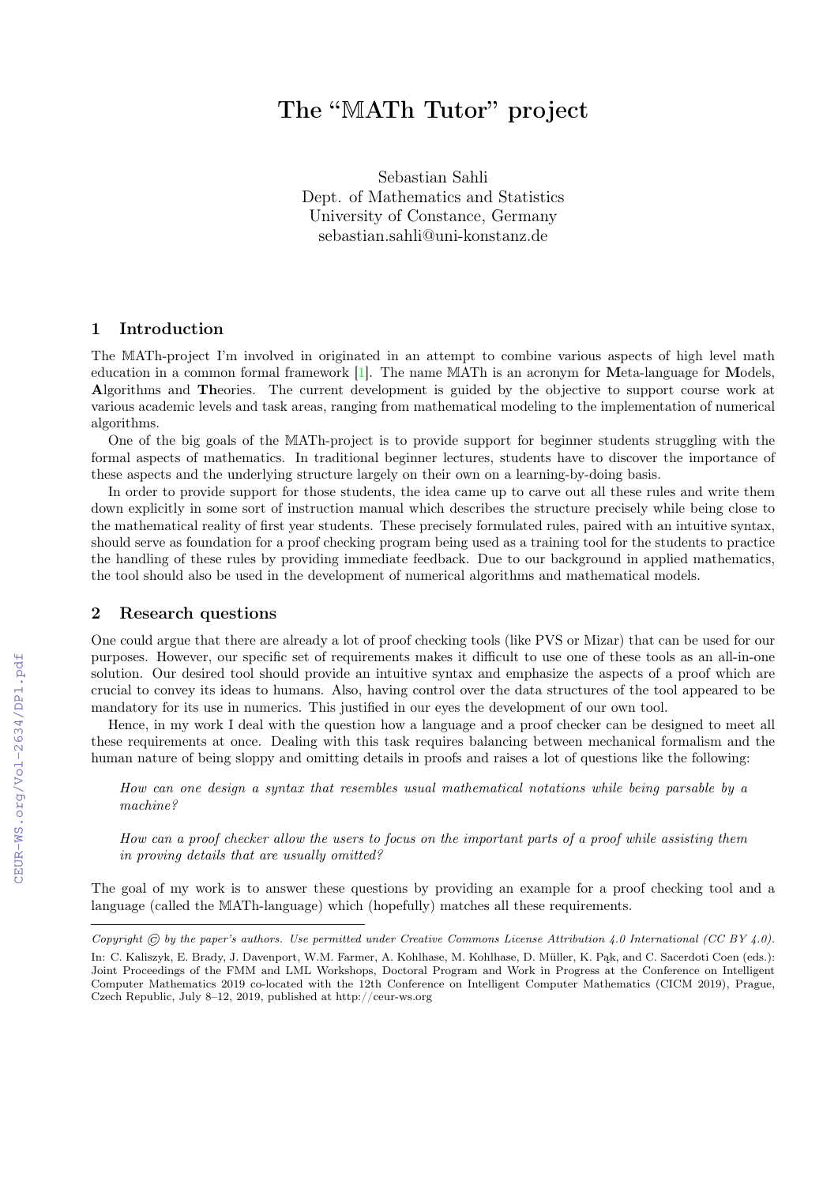# The "𝕄ATh Tutor" project

Sebastian Sahli
Dept. of Mathematics and Statistics
University of Constance, Germany
sebastian.sahli@uni-konstanz.de

## 1 Introduction

The 𝕄ATh-project I'm involved in originated in an attempt to combine various aspects of high level math education in a common formal framework [1]. The name 𝕄ATh is an acronym for **M**eta-language for **M**odels, **A**lgorithms and **Th**eories. The current development is guided by the objective to support course work at various academic levels and task areas, ranging from mathematical modeling to the implementation of numerical algorithms.

One of the big goals of the 𝕄ATh-project is to provide support for beginner students struggling with the formal aspects of mathematics. In traditional beginner lectures, students have to discover the importance of these aspects and the underlying structure largely on their own on a learning-by-doing basis.

In order to provide support for those students, the idea came up to carve out all these rules and write them down explicitly in some sort of instruction manual which describes the structure precisely while being close to the mathematical reality of first year students. These precisely formulated rules, paired with an intuitive syntax, should serve as foundation for a proof checking program being used as a training tool for the students to practice the handling of these rules by providing immediate feedback. Due to our background in applied mathematics, the tool should also be used in the development of numerical algorithms and mathematical models.

## 2 Research questions

One could argue that there are already a lot of proof checking tools (like PVS or Mizar) that can be used for our purposes. However, our specific set of requirements makes it difficult to use one of these tools as an all-in-one solution. Our desired tool should provide an intuitive syntax and emphasize the aspects of a proof which are crucial to convey its ideas to humans. Also, having control over the data structures of the tool appeared to be mandatory for its use in numerics. This justified in our eyes the development of our own tool.

Hence, in my work I deal with the question how a language and a proof checker can be designed to meet all these requirements at once. Dealing with this task requires balancing between mechanical formalism and the human nature of being sloppy and omitting details in proofs and raises a lot of questions like the following:

*How can one design a syntax that resembles usual mathematical notations while being parsable by a machine?*

*How can a proof checker allow the users to focus on the important parts of a proof while assisting them in proving details that are usually omitted?*

The goal of my work is to answer these questions by providing an example for a proof checking tool and a language (called the 𝕄ATh-language) which (hopefully) matches all these requirements.

---

*Copyright © by the paper's authors. Use permitted under Creative Commons License Attribution 4.0 International (CC BY 4.0).*

In: C. Kaliszyk, E. Brady, J. Davenport, W.M. Farmer, A. Kohlhase, M. Kohlhase, D. Müller, K. Pąk, and C. Sacerdoti Coen (eds.): Joint Proceedings of the FMM and LML Workshops, Doctoral Program and Work in Progress at the Conference on Intelligent Computer Mathematics 2019 co-located with the 12th Conference on Intelligent Computer Mathematics (CICM 2019), Prague, Czech Republic, July 8–12, 2019, published at http://ceur-ws.org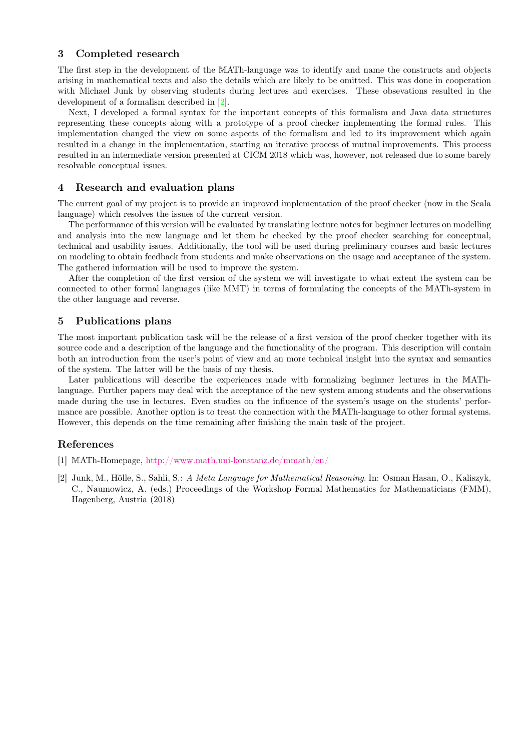## 3 Completed research

The first step in the development of the 𝕄ATh-language was to identify and name the constructs and objects arising in mathematical texts and also the details which are likely to be omitted. This was done in cooperation with Michael Junk by observing students during lectures and exercises. These obsevations resulted in the development of a formalism described in [2].

Next, I developed a formal syntax for the important concepts of this formalism and Java data structures representing these concepts along with a prototype of a proof checker implementing the formal rules. This implementation changed the view on some aspects of the formalism and led to its improvement which again resulted in a change in the implementation, starting an iterative process of mutual improvements. This process resulted in an intermediate version presented at CICM 2018 which was, however, not released due to some barely resolvable conceptual issues.

## 4 Research and evaluation plans

The current goal of my project is to provide an improved implementation of the proof checker (now in the Scala language) which resolves the issues of the current version.

The performance of this version will be evaluated by translating lecture notes for beginner lectures on modelling and analysis into the new language and let them be checked by the proof checker searching for conceptual, technical and usability issues. Additionally, the tool will be used during preliminary courses and basic lectures on modeling to obtain feedback from students and make observations on the usage and acceptance of the system. The gathered information will be used to improve the system.

After the completion of the first version of the system we will investigate to what extent the system can be connected to other formal languages (like MMT) in terms of formulating the concepts of the 𝕄ATh-system in the other language and reverse.

## 5 Publications plans

The most important publication task will be the release of a first version of the proof checker together with its source code and a description of the language and the functionality of the program. This description will contain both an introduction from the user's point of view and an more technical insight into the syntax and semantics of the system. The latter will be the basis of my thesis.

Later publications will describe the experiences made with formalizing beginner lectures in the 𝕄ATh-language. Further papers may deal with the acceptance of the new system among students and the observations made during the use in lectures. Even studies on the influence of the system's usage on the students' performance are possible. Another option is to treat the connection with the 𝕄ATh-language to other formal systems. However, this depends on the time remaining after finishing the main task of the project.

## References

[1] 𝕄ATh-Homepage, http://www.math.uni-konstanz.de/mmath/en/

[2] Junk, M., Hölle, S., Sahli, S.: *A Meta Language for Mathematical Reasoning*. In: Osman Hasan, O., Kaliszyk, C., Naumowicz, A. (eds.) Proceedings of the Workshop Formal Mathematics for Mathematicians (FMM), Hagenberg, Austria (2018)